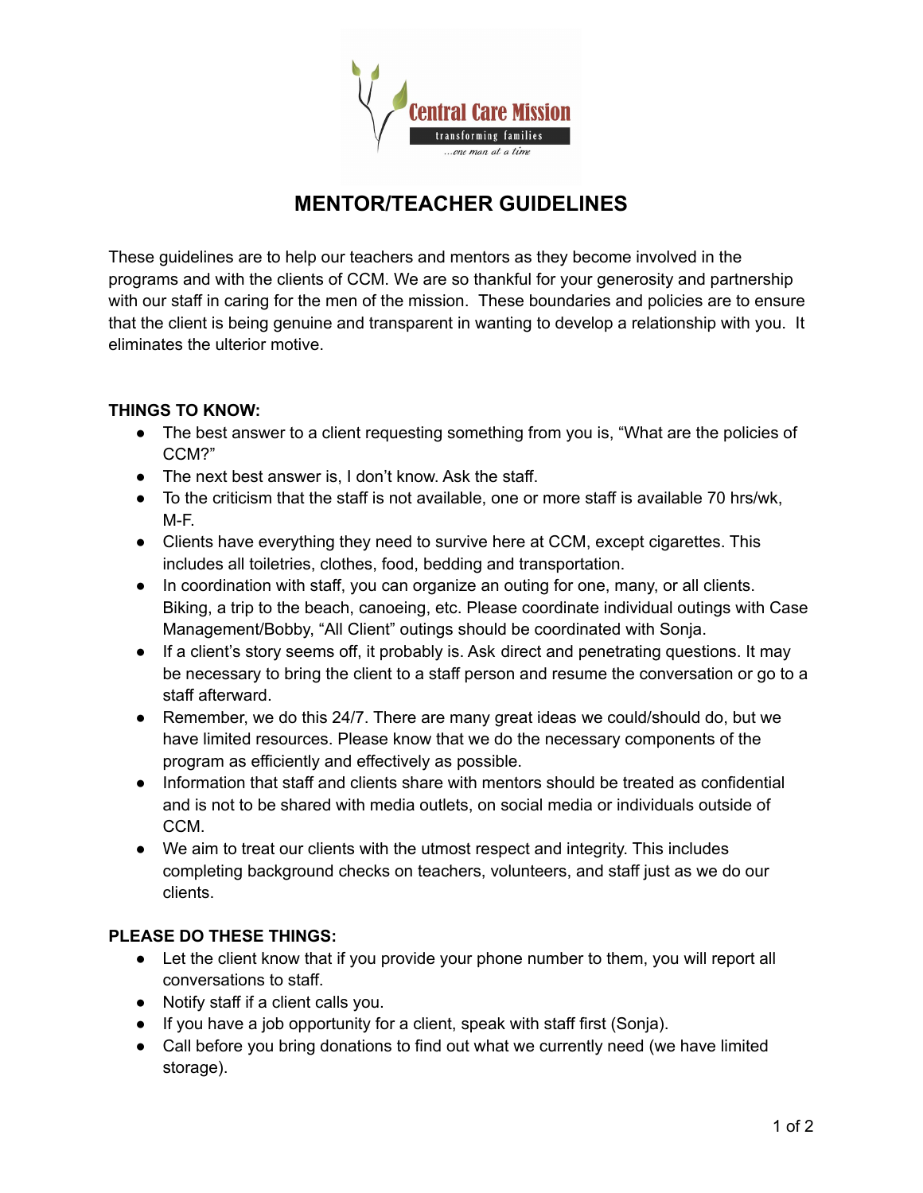# MENTOR/TEACHER GUIDELINES

These guidelines are to help our teachers and mentors as they become involved in the programs and with the clients of CCM. We are so thankful for your generosity and partnership with our staff in caring for the men of the mission. These boundaries and policies are to ensure that the client is being genuine and transparent in wanting to develop a relationship with you. It eliminates the ulterior motive.

**THINGS TO KNOW:**

- The best answer to a client requesting something from you is, "What are the policies of CCM?"
- The next best answer is, I don't know. Ask the staff.
- To the criticism that the staff is not available, one or more staff is available 70 hrs/wk, M-F.
- Clients have everything they need to survive here at CCM, except cigarettes. This includes all toiletries, clothes, food, bedding and transportation.
- In coordination with staff, you can organize an outing for one, many, or all clients. Biking, a trip to the beach, canoeing, etc. Please coordinate individual outings with Case Management/Bobby, "All Client" outings should be coordinated with Sonja.
- If a client's story seems off, it probably is. Ask direct and penetrating questions. It may be necessary to bring the client to a staff person and resume the conversation or go to a staff afterward.
- Remember, we do this 24/7. There are many great ideas we could/should do, but we have limited resources. Please know that we do the necessary components of the program as efficiently and effectively as possible.
- Information that staff and clients share with mentors should be treated as confidential and is not to be shared with media outlets, on social media or individuals outside of CCM.
- We aim to treat our clients with the utmost respect and integrity. This includes completing background checks on teachers, volunteers, and staff just as we do our clients.

**PLEASE DO THESE THINGS:**

- Let the client know that if you provide your phone number to them, you will report all conversations to staff.
- Notify staff if a client calls you.
- If you have a job opportunity for a client, speak with staff first (Sonja).
- Call before you bring donations to find out what we currently need (we have limited storage).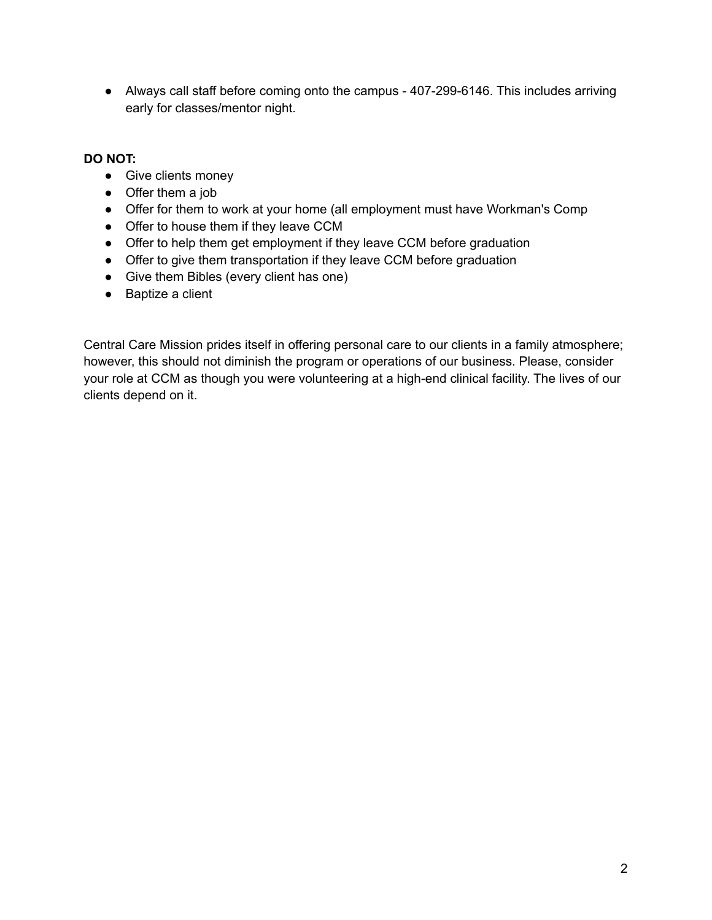- Always call staff before coming onto the campus - 407-299-6146. This includes arriving early for classes/mentor night.

**DO NOT:**

- Give clients money
- Offer them a job
- Offer for them to work at your home (all employment must have Workman's Comp
- Offer to house them if they leave CCM
- Offer to help them get employment if they leave CCM before graduation
- Offer to give them transportation if they leave CCM before graduation
- Give them Bibles (every client has one)
- Baptize a client

Central Care Mission prides itself in offering personal care to our clients in a family atmosphere; however, this should not diminish the program or operations of our business. Please, consider your role at CCM as though you were volunteering at a high-end clinical facility. The lives of our clients depend on it.